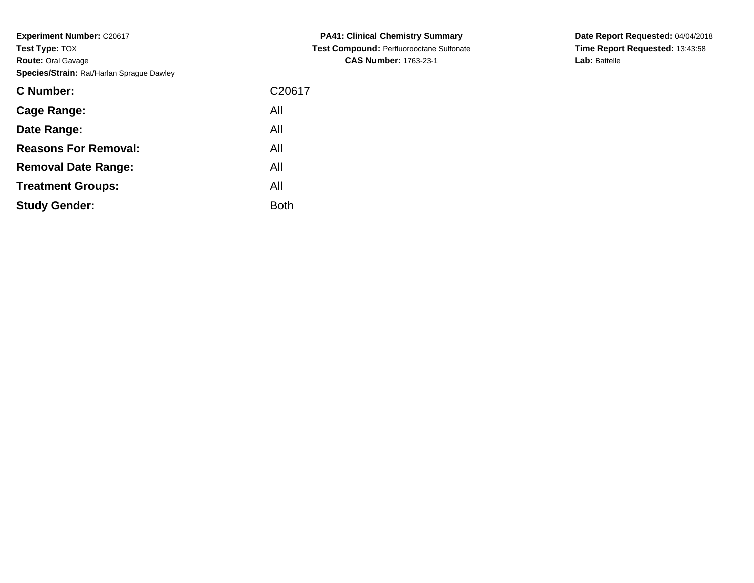**Experiment Number:** C20617
**Test Type:** TOX
**Route:** Oral Gavage
**Species/Strain:** Rat/Harlan Sprague Dawley

**PA41: Clinical Chemistry Summary**
**Test Compound:** Perfluorooctane Sulfonate
**CAS Number:** 1763-23-1

**Date Report Requested:** 04/04/2018
**Time Report Requested:** 13:43:58
**Lab:** Battelle

| | |
|---|---|
| **C Number:** | C20617 |
| **Cage Range:** | All |
| **Date Range:** | All |
| **Reasons For Removal:** | All |
| **Removal Date Range:** | All |
| **Treatment Groups:** | All |
| **Study Gender:** | Both |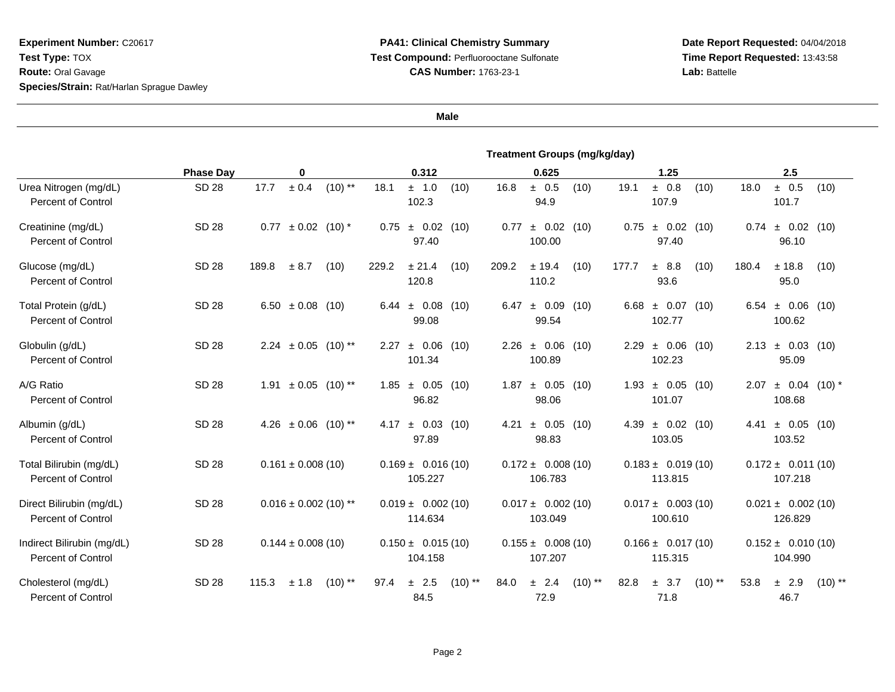**Experiment Number:** C20617
**Test Type:** TOX
**Route:** Oral Gavage
**Species/Strain:** Rat/Harlan Sprague Dawley

**PA41: Clinical Chemistry Summary**
**Test Compound:** Perfluorooctane Sulfonate
**CAS Number:** 1763-23-1

**Date Report Requested:** 04/04/2018
**Time Report Requested:** 13:43:58
**Lab:** Battelle

**Male**

| | | Treatment Groups (mg/kg/day) | | | | |
|---|---|---|---|---|---|---|
| | **Phase Day** | **0** | **0.312** | **0.625** | **1.25** | **2.5** |
| Urea Nitrogen (mg/dL) | SD 28 | 17.7 ± 0.4 (10) ** | 18.1 ± 1.0 (10) | 16.8 ± 0.5 (10) | 19.1 ± 0.8 (10) | 18.0 ± 0.5 (10) |
| Percent of Control | | | 102.3 | 94.9 | 107.9 | 101.7 |
| Creatinine (mg/dL) | SD 28 | 0.77 ± 0.02 (10) * | 0.75 ± 0.02 (10) | 0.77 ± 0.02 (10) | 0.75 ± 0.02 (10) | 0.74 ± 0.02 (10) |
| Percent of Control | | | 97.40 | 100.00 | 97.40 | 96.10 |
| Glucose (mg/dL) | SD 28 | 189.8 ± 8.7 (10) | 229.2 ± 21.4 (10) | 209.2 ± 19.4 (10) | 177.7 ± 8.8 (10) | 180.4 ± 18.8 (10) |
| Percent of Control | | | 120.8 | 110.2 | 93.6 | 95.0 |
| Total Protein (g/dL) | SD 28 | 6.50 ± 0.08 (10) | 6.44 ± 0.08 (10) | 6.47 ± 0.09 (10) | 6.68 ± 0.07 (10) | 6.54 ± 0.06 (10) |
| Percent of Control | | | 99.08 | 99.54 | 102.77 | 100.62 |
| Globulin (g/dL) | SD 28 | 2.24 ± 0.05 (10) ** | 2.27 ± 0.06 (10) | 2.26 ± 0.06 (10) | 2.29 ± 0.06 (10) | 2.13 ± 0.03 (10) |
| Percent of Control | | | 101.34 | 100.89 | 102.23 | 95.09 |
| A/G Ratio | SD 28 | 1.91 ± 0.05 (10) ** | 1.85 ± 0.05 (10) | 1.87 ± 0.05 (10) | 1.93 ± 0.05 (10) | 2.07 ± 0.04 (10) * |
| Percent of Control | | | 96.82 | 98.06 | 101.07 | 108.68 |
| Albumin (g/dL) | SD 28 | 4.26 ± 0.06 (10) ** | 4.17 ± 0.03 (10) | 4.21 ± 0.05 (10) | 4.39 ± 0.02 (10) | 4.41 ± 0.05 (10) |
| Percent of Control | | | 97.89 | 98.83 | 103.05 | 103.52 |
| Total Bilirubin (mg/dL) | SD 28 | 0.161 ± 0.008 (10) | 0.169 ± 0.016 (10) | 0.172 ± 0.008 (10) | 0.183 ± 0.019 (10) | 0.172 ± 0.011 (10) |
| Percent of Control | | | 105.227 | 106.783 | 113.815 | 107.218 |
| Direct Bilirubin (mg/dL) | SD 28 | 0.016 ± 0.002 (10) ** | 0.019 ± 0.002 (10) | 0.017 ± 0.002 (10) | 0.017 ± 0.003 (10) | 0.021 ± 0.002 (10) |
| Percent of Control | | | 114.634 | 103.049 | 100.610 | 126.829 |
| Indirect Bilirubin (mg/dL) | SD 28 | 0.144 ± 0.008 (10) | 0.150 ± 0.015 (10) | 0.155 ± 0.008 (10) | 0.166 ± 0.017 (10) | 0.152 ± 0.010 (10) |
| Percent of Control | | | 104.158 | 107.207 | 115.315 | 104.990 |
| Cholesterol (mg/dL) | SD 28 | 115.3 ± 1.8 (10) ** | 97.4 ± 2.5 (10) ** | 84.0 ± 2.4 (10) ** | 82.8 ± 3.7 (10) ** | 53.8 ± 2.9 (10) ** |
| Percent of Control | | | 84.5 | 72.9 | 71.8 | 46.7 |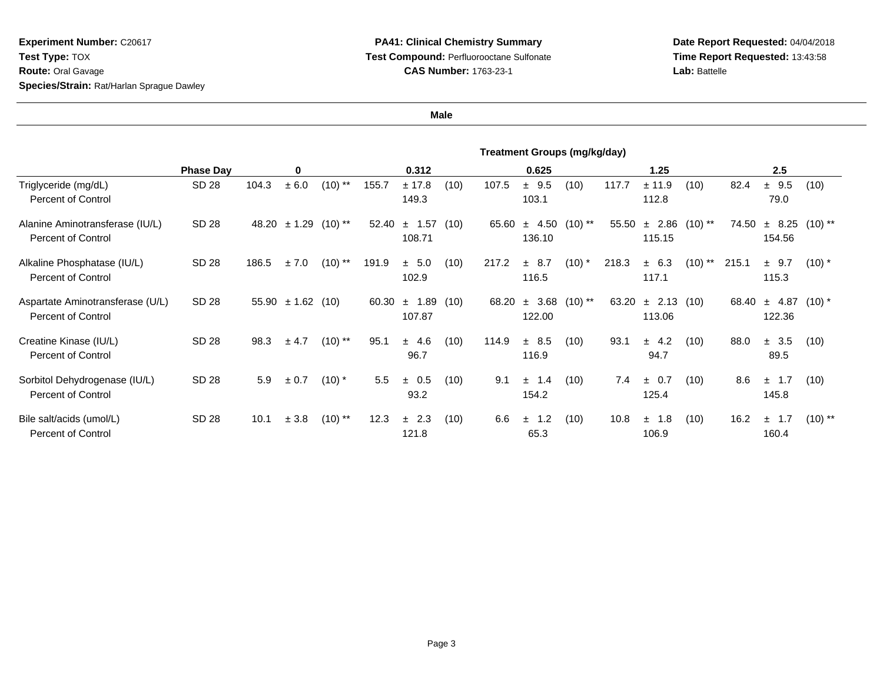**Experiment Number:** C20617
**Test Type:** TOX
**Route:** Oral Gavage
**Species/Strain:** Rat/Harlan Sprague Dawley

**PA41: Clinical Chemistry Summary**
**Test Compound:** Perfluorooctane Sulfonate
**CAS Number:** 1763-23-1

**Date Report Requested:** 04/04/2018
**Time Report Requested:** 13:43:58
**Lab:** Battelle

**Male**

| | | Treatment Groups (mg/kg/day) | | | | | | | | | | | | | | |
|---|---|---|---|---|---|---|---|---|---|---|---|---|---|---|---|---|
| | **Phase Day** | **0** | | | **0.312** | | | **0.625** | | | **1.25** | | | **2.5** | | |
| Triglyceride (mg/dL) | SD 28 | 104.3 | ± 6.0 | (10) ** | 155.7 | ± 17.8 | (10) | 107.5 | ± 9.5 | (10) | 117.7 | ± 11.9 | (10) | 82.4 | ± 9.5 | (10) |
| Percent of Control | | | | | | 149.3 | | | 103.1 | | | 112.8 | | | 79.0 | |
| Alanine Aminotransferase (IU/L) | SD 28 | 48.20 | ± 1.29 | (10) ** | 52.40 | ± 1.57 | (10) | 65.60 | ± 4.50 | (10) ** | 55.50 | ± 2.86 | (10) ** | 74.50 | ± 8.25 | (10) ** |
| Percent of Control | | | | | | 108.71 | | | 136.10 | | | 115.15 | | | 154.56 | |
| Alkaline Phosphatase (IU/L) | SD 28 | 186.5 | ± 7.0 | (10) ** | 191.9 | ± 5.0 | (10) | 217.2 | ± 8.7 | (10) * | 218.3 | ± 6.3 | (10) ** | 215.1 | ± 9.7 | (10) * |
| Percent of Control | | | | | | 102.9 | | | 116.5 | | | 117.1 | | | 115.3 | |
| Aspartate Aminotransferase (U/L) | SD 28 | 55.90 | ± 1.62 | (10) | 60.30 | ± 1.89 | (10) | 68.20 | ± 3.68 | (10) ** | 63.20 | ± 2.13 | (10) | 68.40 | ± 4.87 | (10) * |
| Percent of Control | | | | | | 107.87 | | | 122.00 | | | 113.06 | | | 122.36 | |
| Creatine Kinase (IU/L) | SD 28 | 98.3 | ± 4.7 | (10) ** | 95.1 | ± 4.6 | (10) | 114.9 | ± 8.5 | (10) | 93.1 | ± 4.2 | (10) | 88.0 | ± 3.5 | (10) |
| Percent of Control | | | | | | 96.7 | | | 116.9 | | | 94.7 | | | 89.5 | |
| Sorbitol Dehydrogenase (IU/L) | SD 28 | 5.9 | ± 0.7 | (10) * | 5.5 | ± 0.5 | (10) | 9.1 | ± 1.4 | (10) | 7.4 | ± 0.7 | (10) | 8.6 | ± 1.7 | (10) |
| Percent of Control | | | | | | 93.2 | | | 154.2 | | | 125.4 | | | 145.8 | |
| Bile salt/acids (umol/L) | SD 28 | 10.1 | ± 3.8 | (10) ** | 12.3 | ± 2.3 | (10) | 6.6 | ± 1.2 | (10) | 10.8 | ± 1.8 | (10) | 16.2 | ± 1.7 | (10) ** |
| Percent of Control | | | | | | 121.8 | | | 65.3 | | | 106.9 | | | 160.4 | |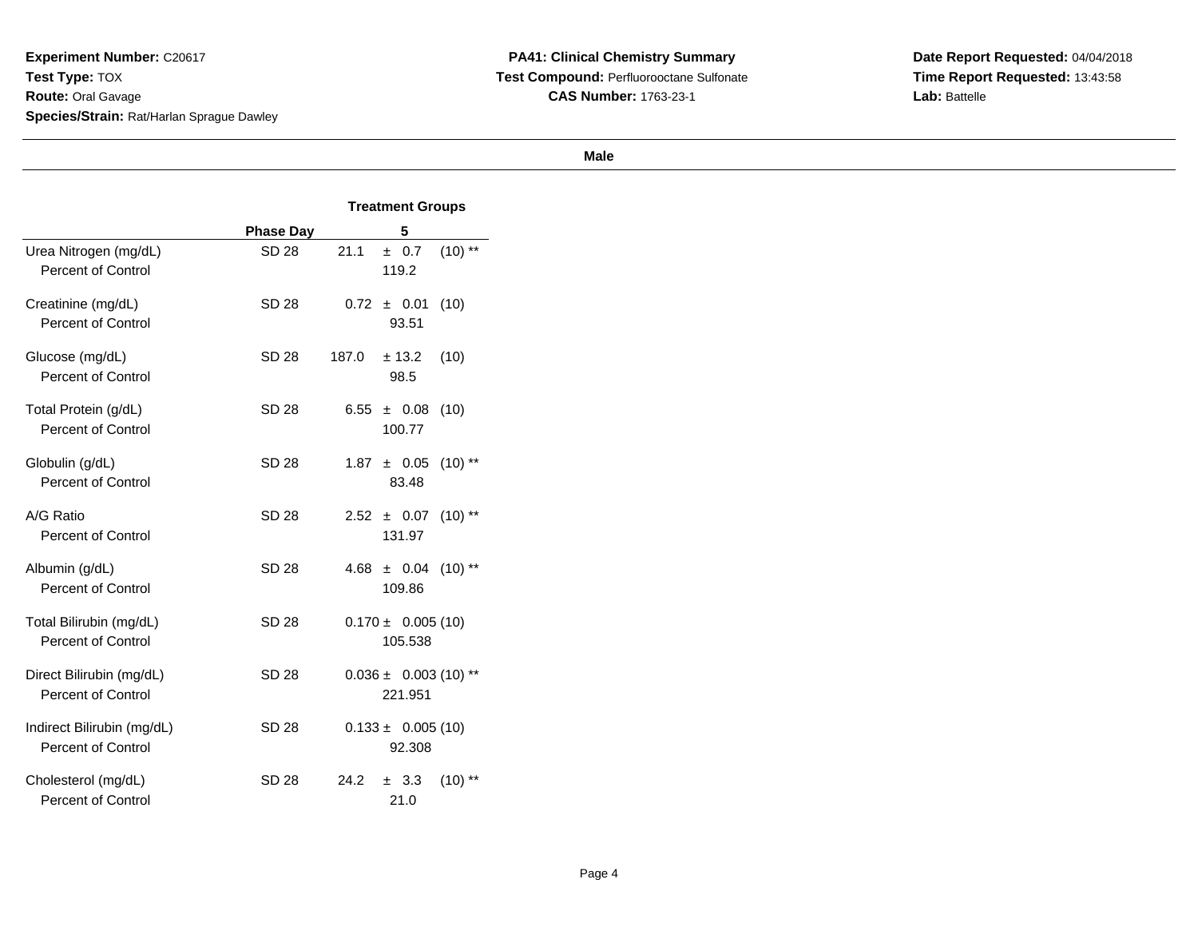**Experiment Number:** C20617
**Test Type:** TOX
**Route:** Oral Gavage
**Species/Strain:** Rat/Harlan Sprague Dawley

**PA41: Clinical Chemistry Summary**
**Test Compound:** Perfluorooctane Sulfonate
**CAS Number:** 1763-23-1

**Date Report Requested:** 04/04/2018
**Time Report Requested:** 13:43:58
**Lab:** Battelle

**Male**

| | Phase Day | Treatment Groups |
|---|---|---|
| | | 5 |
| Urea Nitrogen (mg/dL) | SD 28 | 21.1 ± 0.7 (10) ** |
| Percent of Control | | 119.2 |
| Creatinine (mg/dL) | SD 28 | 0.72 ± 0.01 (10) |
| Percent of Control | | 93.51 |
| Glucose (mg/dL) | SD 28 | 187.0 ± 13.2 (10) |
| Percent of Control | | 98.5 |
| Total Protein (g/dL) | SD 28 | 6.55 ± 0.08 (10) |
| Percent of Control | | 100.77 |
| Globulin (g/dL) | SD 28 | 1.87 ± 0.05 (10) ** |
| Percent of Control | | 83.48 |
| A/G Ratio | SD 28 | 2.52 ± 0.07 (10) ** |
| Percent of Control | | 131.97 |
| Albumin (g/dL) | SD 28 | 4.68 ± 0.04 (10) ** |
| Percent of Control | | 109.86 |
| Total Bilirubin (mg/dL) | SD 28 | 0.170 ± 0.005 (10) |
| Percent of Control | | 105.538 |
| Direct Bilirubin (mg/dL) | SD 28 | 0.036 ± 0.003 (10) ** |
| Percent of Control | | 221.951 |
| Indirect Bilirubin (mg/dL) | SD 28 | 0.133 ± 0.005 (10) |
| Percent of Control | | 92.308 |
| Cholesterol (mg/dL) | SD 28 | 24.2 ± 3.3 (10) ** |
| Percent of Control | | 21.0 |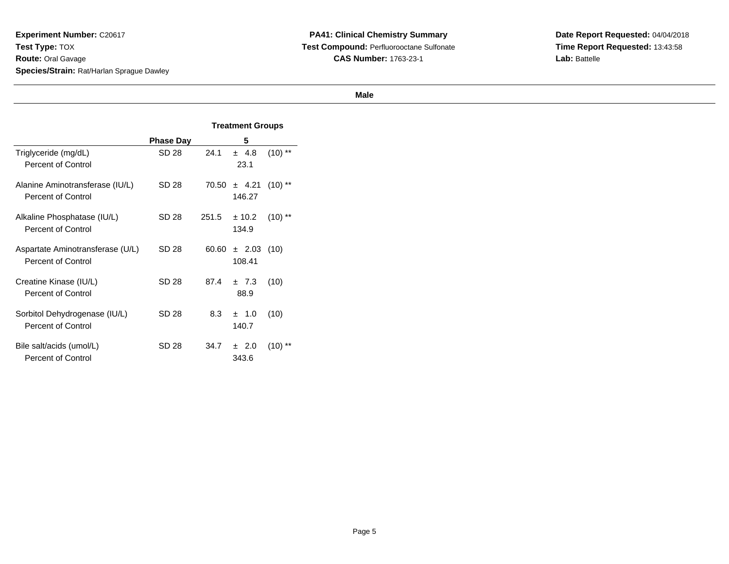**Experiment Number:** C20617
**Test Type:** TOX
**Route:** Oral Gavage
**Species/Strain:** Rat/Harlan Sprague Dawley

**PA41: Clinical Chemistry Summary**
**Test Compound:** Perfluorooctane Sulfonate
**CAS Number:** 1763-23-1

**Date Report Requested:** 04/04/2018
**Time Report Requested:** 13:43:58
**Lab:** Battelle

**Male**

| | Phase Day | Treatment Groups 5 |
|---|---|---|
| Triglyceride (mg/dL) | SD 28 | 24.1 ± 4.8 (10) ** |
| Percent of Control | | 23.1 |
| Alanine Aminotransferase (IU/L) | SD 28 | 70.50 ± 4.21 (10) ** |
| Percent of Control | | 146.27 |
| Alkaline Phosphatase (IU/L) | SD 28 | 251.5 ± 10.2 (10) ** |
| Percent of Control | | 134.9 |
| Aspartate Aminotransferase (U/L) | SD 28 | 60.60 ± 2.03 (10) |
| Percent of Control | | 108.41 |
| Creatine Kinase (IU/L) | SD 28 | 87.4 ± 7.3 (10) |
| Percent of Control | | 88.9 |
| Sorbitol Dehydrogenase (IU/L) | SD 28 | 8.3 ± 1.0 (10) |
| Percent of Control | | 140.7 |
| Bile salt/acids (umol/L) | SD 28 | 34.7 ± 2.0 (10) ** |
| Percent of Control | | 343.6 |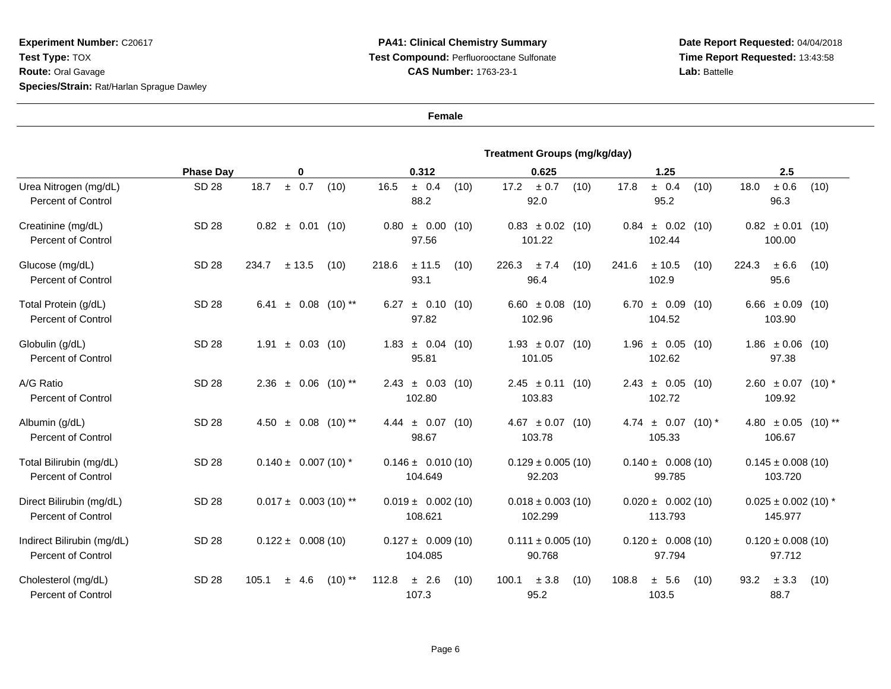**Experiment Number:** C20617
**Test Type:** TOX
**Route:** Oral Gavage
**Species/Strain:** Rat/Harlan Sprague Dawley

**PA41: Clinical Chemistry Summary**
**Test Compound:** Perfluorooctane Sulfonate
**CAS Number:** 1763-23-1

**Date Report Requested:** 04/04/2018
**Time Report Requested:** 13:43:58
**Lab:** Battelle

**Female**

| | | Treatment Groups (mg/kg/day) | | | | |
|---|---|---|---|---|---|---|
| | **Phase Day** | **0** | **0.312** | **0.625** | **1.25** | **2.5** |
| Urea Nitrogen (mg/dL) | SD 28 | 18.7 ± 0.7 (10) | 16.5 ± 0.4 (10) | 17.2 ± 0.7 (10) | 17.8 ± 0.4 (10) | 18.0 ± 0.6 (10) |
| Percent of Control | | | 88.2 | 92.0 | 95.2 | 96.3 |
| Creatinine (mg/dL) | SD 28 | 0.82 ± 0.01 (10) | 0.80 ± 0.00 (10) | 0.83 ± 0.02 (10) | 0.84 ± 0.02 (10) | 0.82 ± 0.01 (10) |
| Percent of Control | | | 97.56 | 101.22 | 102.44 | 100.00 |
| Glucose (mg/dL) | SD 28 | 234.7 ± 13.5 (10) | 218.6 ± 11.5 (10) | 226.3 ± 7.4 (10) | 241.6 ± 10.5 (10) | 224.3 ± 6.6 (10) |
| Percent of Control | | | 93.1 | 96.4 | 102.9 | 95.6 |
| Total Protein (g/dL) | SD 28 | 6.41 ± 0.08 (10) ** | 6.27 ± 0.10 (10) | 6.60 ± 0.08 (10) | 6.70 ± 0.09 (10) | 6.66 ± 0.09 (10) |
| Percent of Control | | | 97.82 | 102.96 | 104.52 | 103.90 |
| Globulin (g/dL) | SD 28 | 1.91 ± 0.03 (10) | 1.83 ± 0.04 (10) | 1.93 ± 0.07 (10) | 1.96 ± 0.05 (10) | 1.86 ± 0.06 (10) |
| Percent of Control | | | 95.81 | 101.05 | 102.62 | 97.38 |
| A/G Ratio | SD 28 | 2.36 ± 0.06 (10) ** | 2.43 ± 0.03 (10) | 2.45 ± 0.11 (10) | 2.43 ± 0.05 (10) | 2.60 ± 0.07 (10) * |
| Percent of Control | | | 102.80 | 103.83 | 102.72 | 109.92 |
| Albumin (g/dL) | SD 28 | 4.50 ± 0.08 (10) ** | 4.44 ± 0.07 (10) | 4.67 ± 0.07 (10) | 4.74 ± 0.07 (10) * | 4.80 ± 0.05 (10) ** |
| Percent of Control | | | 98.67 | 103.78 | 105.33 | 106.67 |
| Total Bilirubin (mg/dL) | SD 28 | 0.140 ± 0.007 (10) * | 0.146 ± 0.010 (10) | 0.129 ± 0.005 (10) | 0.140 ± 0.008 (10) | 0.145 ± 0.008 (10) |
| Percent of Control | | | 104.649 | 92.203 | 99.785 | 103.720 |
| Direct Bilirubin (mg/dL) | SD 28 | 0.017 ± 0.003 (10) ** | 0.019 ± 0.002 (10) | 0.018 ± 0.003 (10) | 0.020 ± 0.002 (10) | 0.025 ± 0.002 (10) * |
| Percent of Control | | | 108.621 | 102.299 | 113.793 | 145.977 |
| Indirect Bilirubin (mg/dL) | SD 28 | 0.122 ± 0.008 (10) | 0.127 ± 0.009 (10) | 0.111 ± 0.005 (10) | 0.120 ± 0.008 (10) | 0.120 ± 0.008 (10) |
| Percent of Control | | | 104.085 | 90.768 | 97.794 | 97.712 |
| Cholesterol (mg/dL) | SD 28 | 105.1 ± 4.6 (10) ** | 112.8 ± 2.6 (10) | 100.1 ± 3.8 (10) | 108.8 ± 5.6 (10) | 93.2 ± 3.3 (10) |
| Percent of Control | | | 107.3 | 95.2 | 103.5 | 88.7 |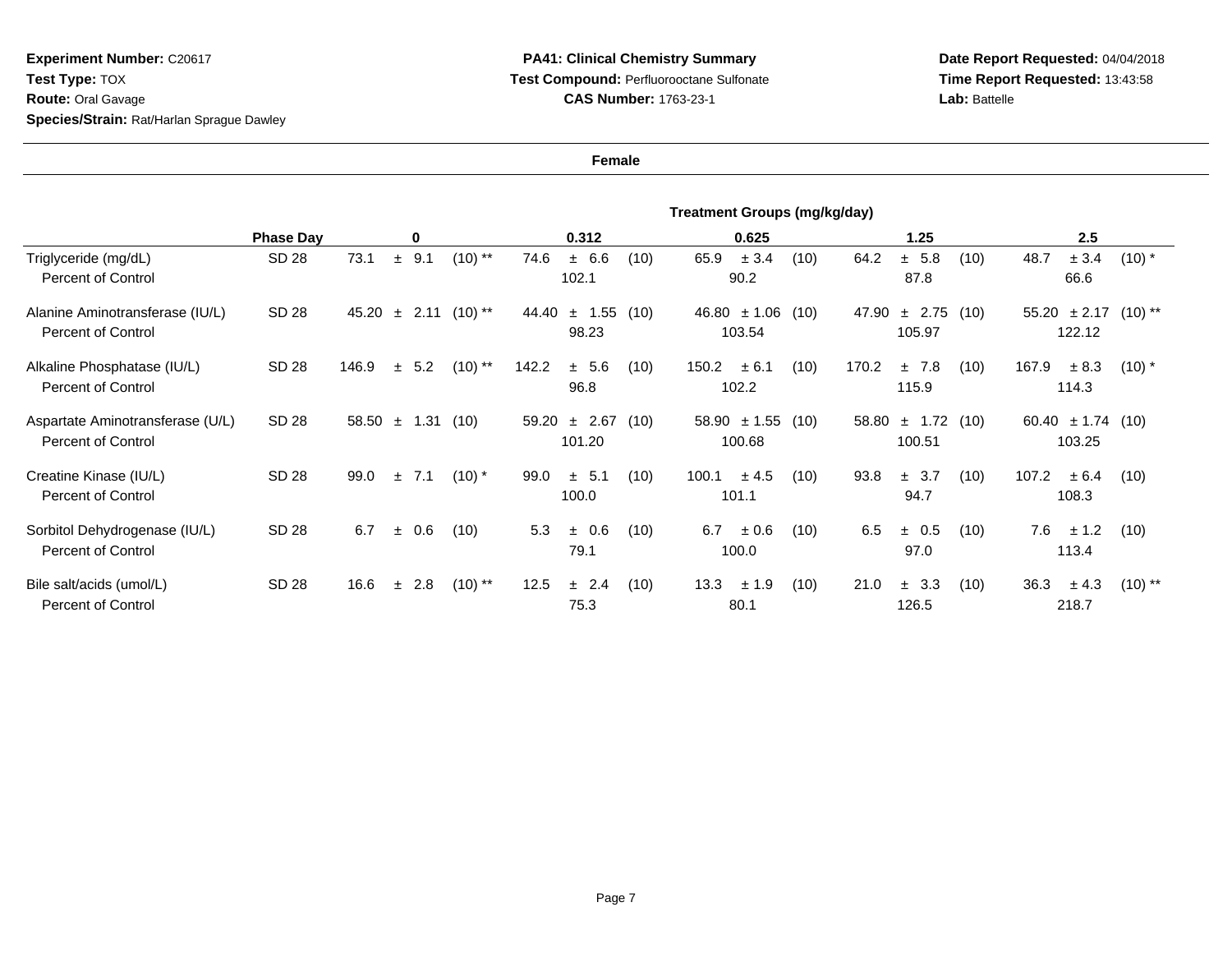**Experiment Number:** C20617
**Test Type:** TOX
**Route:** Oral Gavage
**Species/Strain:** Rat/Harlan Sprague Dawley

**PA41: Clinical Chemistry Summary**
**Test Compound:** Perfluorooctane Sulfonate
**CAS Number:** 1763-23-1

**Date Report Requested:** 04/04/2018
**Time Report Requested:** 13:43:58
**Lab:** Battelle

**Female**

| | | Treatment Groups (mg/kg/day) | | | | |
|---|---|---|---|---|---|---|
| | **Phase Day** | **0** | **0.312** | **0.625** | **1.25** | **2.5** |
| Triglyceride (mg/dL) | SD 28 | 73.1 ± 9.1 (10) ** | 74.6 ± 6.6 (10) | 65.9 ± 3.4 (10) | 64.2 ± 5.8 (10) | 48.7 ± 3.4 (10) * |
| Percent of Control | | | 102.1 | 90.2 | 87.8 | 66.6 |
| Alanine Aminotransferase (IU/L) | SD 28 | 45.20 ± 2.11 (10) ** | 44.40 ± 1.55 (10) | 46.80 ± 1.06 (10) | 47.90 ± 2.75 (10) | 55.20 ± 2.17 (10) ** |
| Percent of Control | | | 98.23 | 103.54 | 105.97 | 122.12 |
| Alkaline Phosphatase (IU/L) | SD 28 | 146.9 ± 5.2 (10) ** | 142.2 ± 5.6 (10) | 150.2 ± 6.1 (10) | 170.2 ± 7.8 (10) | 167.9 ± 8.3 (10) * |
| Percent of Control | | | 96.8 | 102.2 | 115.9 | 114.3 |
| Aspartate Aminotransferase (U/L) | SD 28 | 58.50 ± 1.31 (10) | 59.20 ± 2.67 (10) | 58.90 ± 1.55 (10) | 58.80 ± 1.72 (10) | 60.40 ± 1.74 (10) |
| Percent of Control | | | 101.20 | 100.68 | 100.51 | 103.25 |
| Creatine Kinase (IU/L) | SD 28 | 99.0 ± 7.1 (10) * | 99.0 ± 5.1 (10) | 100.1 ± 4.5 (10) | 93.8 ± 3.7 (10) | 107.2 ± 6.4 (10) |
| Percent of Control | | | 100.0 | 101.1 | 94.7 | 108.3 |
| Sorbitol Dehydrogenase (IU/L) | SD 28 | 6.7 ± 0.6 (10) | 5.3 ± 0.6 (10) | 6.7 ± 0.6 (10) | 6.5 ± 0.5 (10) | 7.6 ± 1.2 (10) |
| Percent of Control | | | 79.1 | 100.0 | 97.0 | 113.4 |
| Bile salt/acids (umol/L) | SD 28 | 16.6 ± 2.8 (10) ** | 12.5 ± 2.4 (10) | 13.3 ± 1.9 (10) | 21.0 ± 3.3 (10) | 36.3 ± 4.3 (10) ** |
| Percent of Control | | | 75.3 | 80.1 | 126.5 | 218.7 |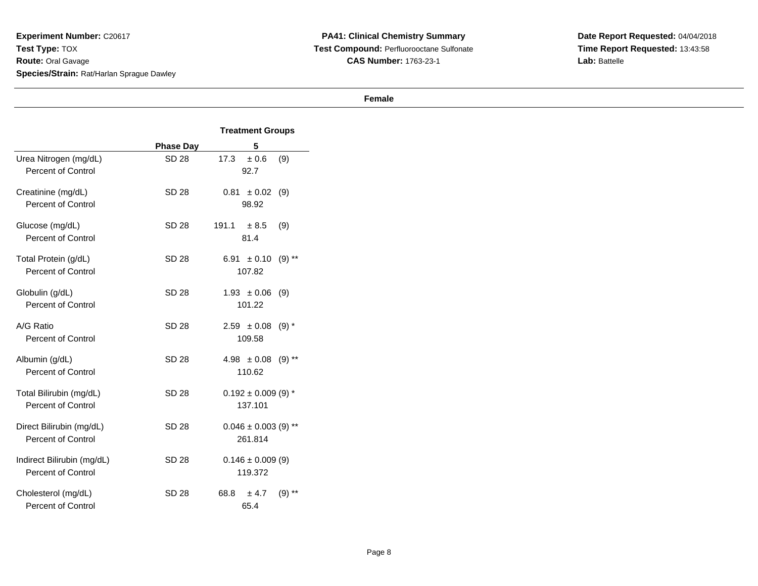**Experiment Number:** C20617
**Test Type:** TOX
**Route:** Oral Gavage
**Species/Strain:** Rat/Harlan Sprague Dawley

**PA41: Clinical Chemistry Summary**
**Test Compound:** Perfluorooctane Sulfonate
**CAS Number:** 1763-23-1

**Date Report Requested:** 04/04/2018
**Time Report Requested:** 13:43:58
**Lab:** Battelle

**Female**

| | Phase Day | Treatment Groups 5 |
|---|---|---|
| Urea Nitrogen (mg/dL) | SD 28 | 17.3 ± 0.6 (9) |
| Percent of Control | | 92.7 |
| Creatinine (mg/dL) | SD 28 | 0.81 ± 0.02 (9) |
| Percent of Control | | 98.92 |
| Glucose (mg/dL) | SD 28 | 191.1 ± 8.5 (9) |
| Percent of Control | | 81.4 |
| Total Protein (g/dL) | SD 28 | 6.91 ± 0.10 (9) ** |
| Percent of Control | | 107.82 |
| Globulin (g/dL) | SD 28 | 1.93 ± 0.06 (9) |
| Percent of Control | | 101.22 |
| A/G Ratio | SD 28 | 2.59 ± 0.08 (9) * |
| Percent of Control | | 109.58 |
| Albumin (g/dL) | SD 28 | 4.98 ± 0.08 (9) ** |
| Percent of Control | | 110.62 |
| Total Bilirubin (mg/dL) | SD 28 | 0.192 ± 0.009 (9) * |
| Percent of Control | | 137.101 |
| Direct Bilirubin (mg/dL) | SD 28 | 0.046 ± 0.003 (9) ** |
| Percent of Control | | 261.814 |
| Indirect Bilirubin (mg/dL) | SD 28 | 0.146 ± 0.009 (9) |
| Percent of Control | | 119.372 |
| Cholesterol (mg/dL) | SD 28 | 68.8 ± 4.7 (9) ** |
| Percent of Control | | 65.4 |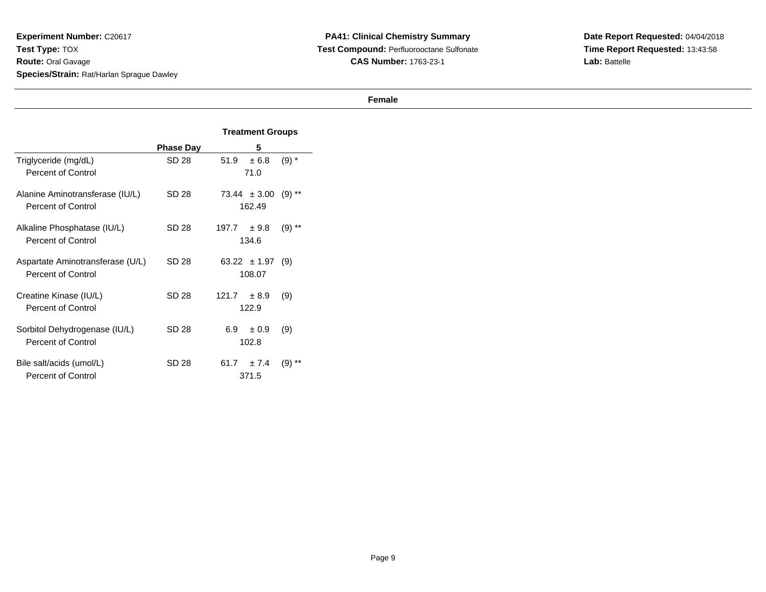**Experiment Number:** C20617
**Test Type:** TOX
**Route:** Oral Gavage
**Species/Strain:** Rat/Harlan Sprague Dawley

**PA41: Clinical Chemistry Summary**
**Test Compound:** Perfluorooctane Sulfonate
**CAS Number:** 1763-23-1

**Date Report Requested:** 04/04/2018
**Time Report Requested:** 13:43:58
**Lab:** Battelle

**Female**

| | Phase Day | Treatment Groups 5 |
|---|---|---|
| Triglyceride (mg/dL) | SD 28 | 51.9 ± 6.8 (9) * |
| Percent of Control | | 71.0 |
| Alanine Aminotransferase (IU/L) | SD 28 | 73.44 ± 3.00 (9) ** |
| Percent of Control | | 162.49 |
| Alkaline Phosphatase (IU/L) | SD 28 | 197.7 ± 9.8 (9) ** |
| Percent of Control | | 134.6 |
| Aspartate Aminotransferase (U/L) | SD 28 | 63.22 ± 1.97 (9) |
| Percent of Control | | 108.07 |
| Creatine Kinase (IU/L) | SD 28 | 121.7 ± 8.9 (9) |
| Percent of Control | | 122.9 |
| Sorbitol Dehydrogenase (IU/L) | SD 28 | 6.9 ± 0.9 (9) |
| Percent of Control | | 102.8 |
| Bile salt/acids (umol/L) | SD 28 | 61.7 ± 7.4 (9) ** |
| Percent of Control | | 371.5 |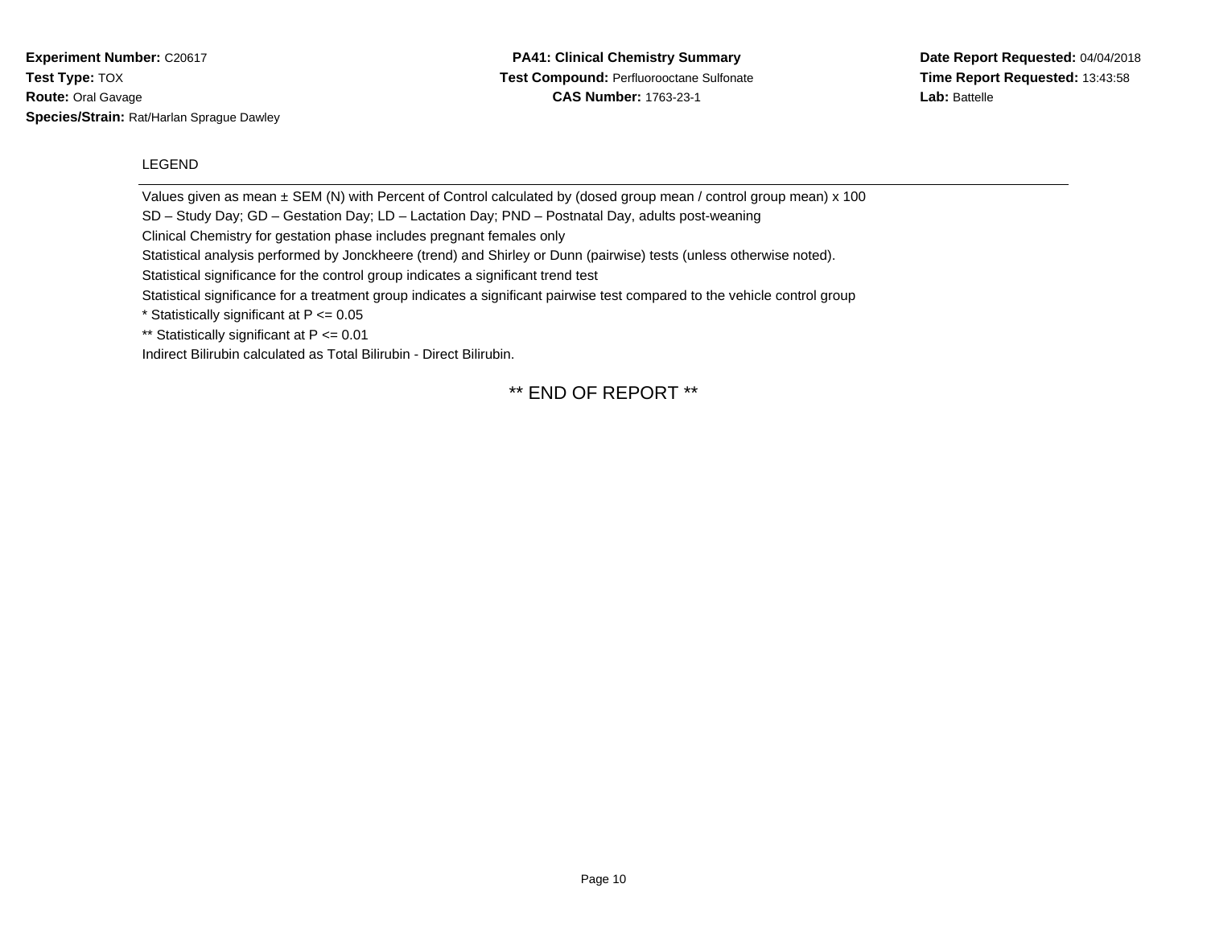**Experiment Number:** C20617
**Test Type:** TOX
**Route:** Oral Gavage
**Species/Strain:** Rat/Harlan Sprague Dawley

**PA41: Clinical Chemistry Summary**
**Test Compound:** Perfluorooctane Sulfonate
**CAS Number:** 1763-23-1

**Date Report Requested:** 04/04/2018
**Time Report Requested:** 13:43:58
**Lab:** Battelle

LEGEND

Values given as mean ± SEM (N) with Percent of Control calculated by (dosed group mean / control group mean) x 100

SD – Study Day; GD – Gestation Day; LD – Lactation Day; PND – Postnatal Day, adults post-weaning

Clinical Chemistry for gestation phase includes pregnant females only

Statistical analysis performed by Jonckheere (trend) and Shirley or Dunn (pairwise) tests (unless otherwise noted).

Statistical significance for the control group indicates a significant trend test

Statistical significance for a treatment group indicates a significant pairwise test compared to the vehicle control group

* Statistically significant at P <= 0.05

** Statistically significant at P <= 0.01

Indirect Bilirubin calculated as Total Bilirubin - Direct Bilirubin.

** END OF REPORT **